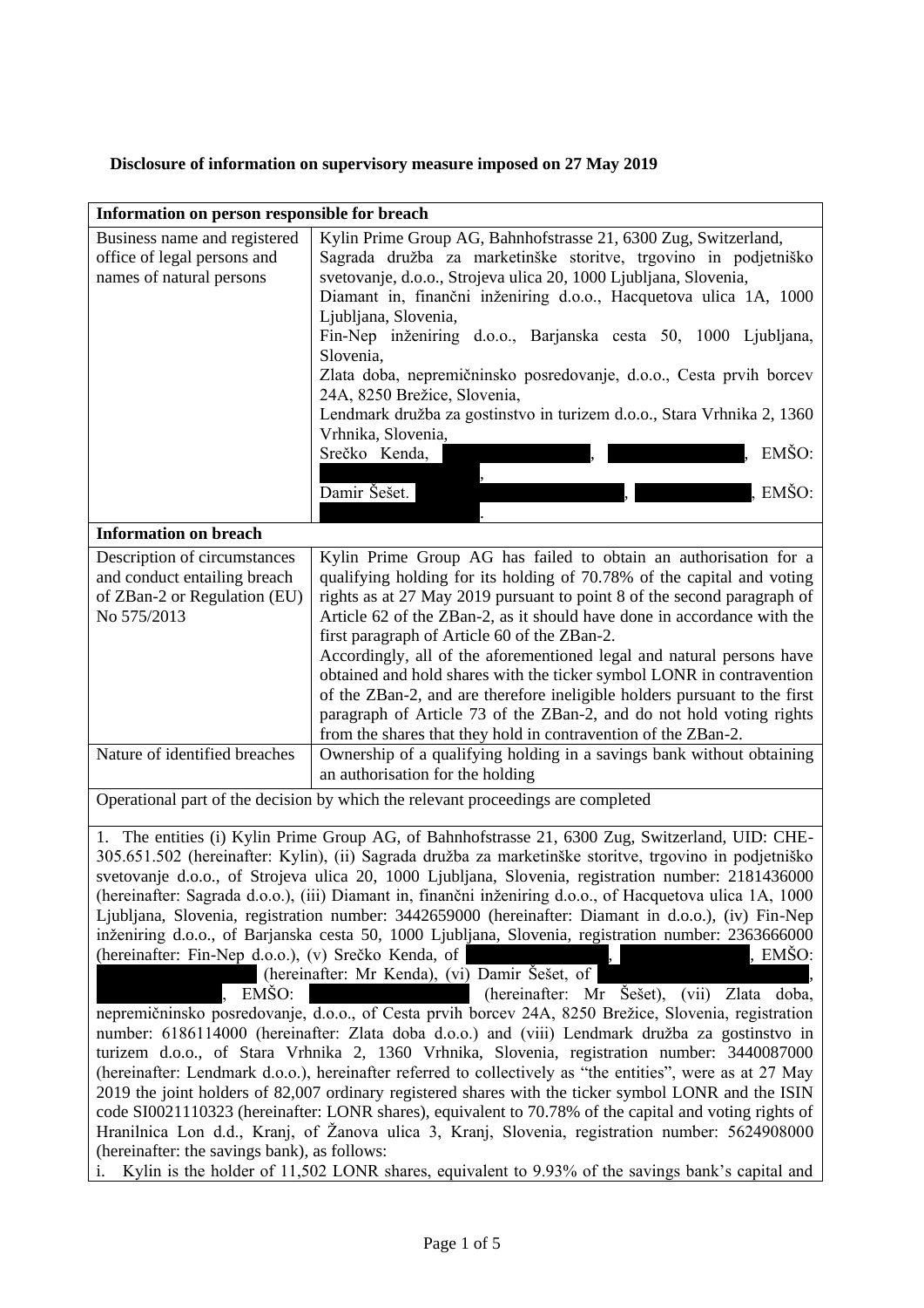**Disclosure of information on supervisory measure imposed on 27 May 2019**

| Information on person responsible for breach | |
|---|---|
| Business name and registered office of legal persons and names of natural persons | Kylin Prime Group AG, Bahnhofstrasse 21, 6300 Zug, Switzerland, Sagrada družba za marketinške storitve, trgovino in podjetniško svetovanje, d.o.o., Strojeva ulica 20, 1000 Ljubljana, Slovenia, Diamant in, finančni inženiring d.o.o., Hacquetova ulica 1A, 1000 Ljubljana, Slovenia, Fin-Nep inženiring d.o.o., Barjanska cesta 50, 1000 Ljubljana, Slovenia, Zlata doba, nepremičninsko posredovanje, d.o.o., Cesta prvih borcev 24A, 8250 Brežice, Slovenia, Lendmark družba za gostinstvo in turizem d.o.o., Stara Vrhnika 2, 1360 Vrhnika, Slovenia, Srečko Kenda, [redacted], [redacted], EMŠO: [redacted], Damir Šešet. [redacted], [redacted], EMŠO: [redacted]. |
| **Information on breach** | |
| Description of circumstances and conduct entailing breach of ZBan-2 or Regulation (EU) No 575/2013 | Kylin Prime Group AG has failed to obtain an authorisation for a qualifying holding for its holding of 70.78% of the capital and voting rights as at 27 May 2019 pursuant to point 8 of the second paragraph of Article 62 of the ZBan-2, as it should have done in accordance with the first paragraph of Article 60 of the ZBan-2. Accordingly, all of the aforementioned legal and natural persons have obtained and hold shares with the ticker symbol LONR in contravention of the ZBan-2, and are therefore ineligible holders pursuant to the first paragraph of Article 73 of the ZBan-2, and do not hold voting rights from the shares that they hold in contravention of the ZBan-2. |
| Nature of identified breaches | Ownership of a qualifying holding in a savings bank without obtaining an authorisation for the holding |

Operational part of the decision by which the relevant proceedings are completed

1. The entities (i) Kylin Prime Group AG, of Bahnhofstrasse 21, 6300 Zug, Switzerland, UID: CHE-305.651.502 (hereinafter: Kylin), (ii) Sagrada družba za marketinške storitve, trgovino in podjetniško svetovanje d.o.o., of Strojeva ulica 20, 1000 Ljubljana, Slovenia, registration number: 2181436000 (hereinafter: Sagrada d.o.o.), (iii) Diamant in, finančni inženiring d.o.o., of Hacquetova ulica 1A, 1000 Ljubljana, Slovenia, registration number: 3442659000 (hereinafter: Diamant in d.o.o.), (iv) Fin-Nep inženiring d.o.o., of Barjanska cesta 50, 1000 Ljubljana, Slovenia, registration number: 2363666000 (hereinafter: Fin-Nep d.o.o.), (v) Srečko Kenda, of [redacted], [redacted], EMŠO: [redacted] (hereinafter: Mr Kenda), (vi) Damir Šešet, of [redacted], [redacted], EMŠO: [redacted] (hereinafter: Mr Šešet), (vii) Zlata doba, nepremičninsko posredovanje, d.o.o., of Cesta prvih borcev 24A, 8250 Brežice, Slovenia, registration number: 6186114000 (hereinafter: Zlata doba d.o.o.) and (viii) Lendmark družba za gostinstvo in turizem d.o.o., of Stara Vrhnika 2, 1360 Vrhnika, Slovenia, registration number: 3440087000 (hereinafter: Lendmark d.o.o.), hereinafter referred to collectively as "the entities", were as at 27 May 2019 the joint holders of 82,007 ordinary registered shares with the ticker symbol LONR and the ISIN code SI0021110323 (hereinafter: LONR shares), equivalent to 70.78% of the capital and voting rights of Hranilnica Lon d.d., Kranj, of Žanova ulica 3, Kranj, Slovenia, registration number: 5624908000 (hereinafter: the savings bank), as follows:

i. Kylin is the holder of 11,502 LONR shares, equivalent to 9.93% of the savings bank's capital and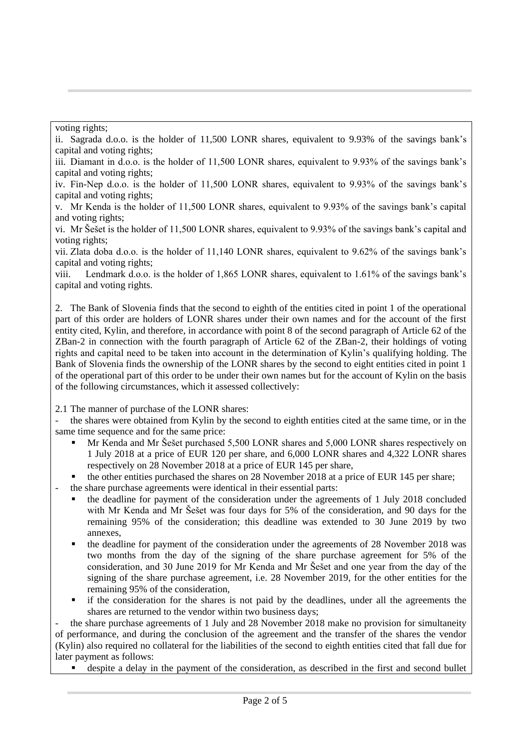voting rights;

ii. Sagrada d.o.o. is the holder of 11,500 LONR shares, equivalent to 9.93% of the savings bank's capital and voting rights;

iii. Diamant in d.o.o. is the holder of 11,500 LONR shares, equivalent to 9.93% of the savings bank's capital and voting rights;

iv. Fin-Nep d.o.o. is the holder of 11,500 LONR shares, equivalent to 9.93% of the savings bank's capital and voting rights;

v. Mr Kenda is the holder of 11,500 LONR shares, equivalent to 9.93% of the savings bank's capital and voting rights;

vi. Mr Šešet is the holder of 11,500 LONR shares, equivalent to 9.93% of the savings bank's capital and voting rights;

vii. Zlata doba d.o.o. is the holder of 11,140 LONR shares, equivalent to 9.62% of the savings bank's capital and voting rights;

viii. Lendmark d.o.o. is the holder of 1,865 LONR shares, equivalent to 1.61% of the savings bank's capital and voting rights.

2. The Bank of Slovenia finds that the second to eighth of the entities cited in point 1 of the operational part of this order are holders of LONR shares under their own names and for the account of the first entity cited, Kylin, and therefore, in accordance with point 8 of the second paragraph of Article 62 of the ZBan-2 in connection with the fourth paragraph of Article 62 of the ZBan-2, their holdings of voting rights and capital need to be taken into account in the determination of Kylin's qualifying holding. The Bank of Slovenia finds the ownership of the LONR shares by the second to eight entities cited in point 1 of the operational part of this order to be under their own names but for the account of Kylin on the basis of the following circumstances, which it assessed collectively:

2.1 The manner of purchase of the LONR shares:

- the shares were obtained from Kylin by the second to eighth entities cited at the same time, or in the same time sequence and for the same price:
  - Mr Kenda and Mr Šešet purchased 5,500 LONR shares and 5,000 LONR shares respectively on 1 July 2018 at a price of EUR 120 per share, and 6,000 LONR shares and 4,322 LONR shares respectively on 28 November 2018 at a price of EUR 145 per share,
  - the other entities purchased the shares on 28 November 2018 at a price of EUR 145 per share;
- the share purchase agreements were identical in their essential parts:
  - the deadline for payment of the consideration under the agreements of 1 July 2018 concluded with Mr Kenda and Mr Šešet was four days for 5% of the consideration, and 90 days for the remaining 95% of the consideration; this deadline was extended to 30 June 2019 by two annexes,
  - the deadline for payment of the consideration under the agreements of 28 November 2018 was two months from the day of the signing of the share purchase agreement for 5% of the consideration, and 30 June 2019 for Mr Kenda and Mr Šešet and one year from the day of the signing of the share purchase agreement, i.e. 28 November 2019, for the other entities for the remaining 95% of the consideration,
  - if the consideration for the shares is not paid by the deadlines, under all the agreements the shares are returned to the vendor within two business days;
- the share purchase agreements of 1 July and 28 November 2018 make no provision for simultaneity of performance, and during the conclusion of the agreement and the transfer of the shares the vendor (Kylin) also required no collateral for the liabilities of the second to eighth entities cited that fall due for later payment as follows:
  - despite a delay in the payment of the consideration, as described in the first and second bullet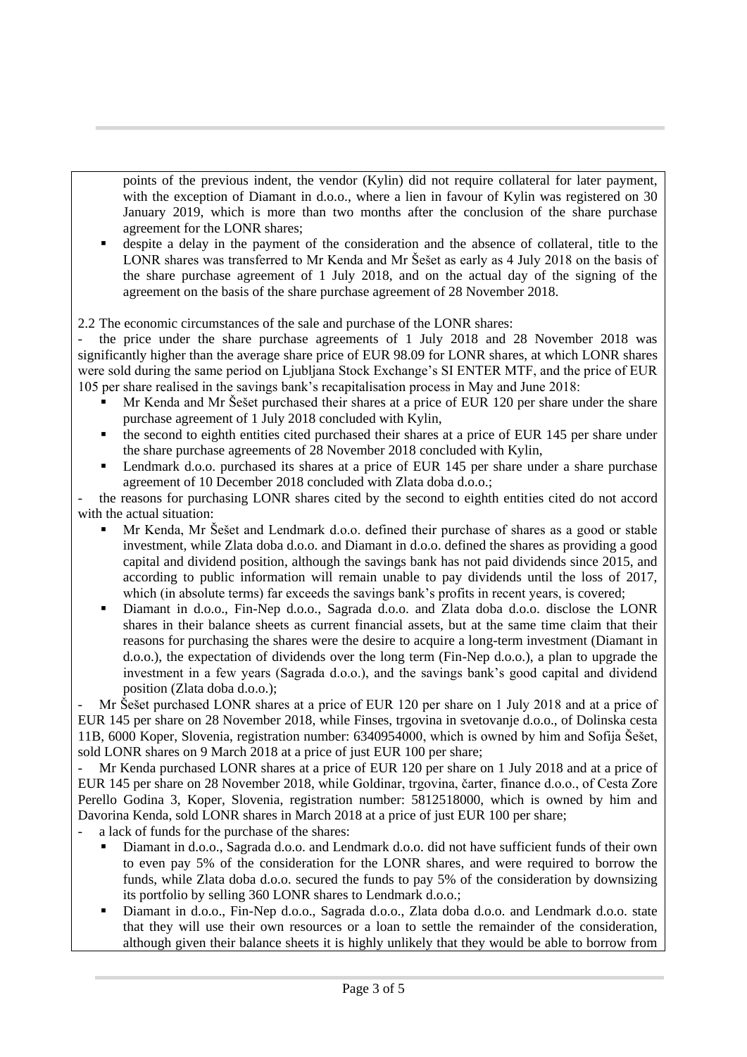points of the previous indent, the vendor (Kylin) did not require collateral for later payment, with the exception of Diamant in d.o.o., where a lien in favour of Kylin was registered on 30 January 2019, which is more than two months after the conclusion of the share purchase agreement for the LONR shares;

- despite a delay in the payment of the consideration and the absence of collateral, title to the LONR shares was transferred to Mr Kenda and Mr Šešet as early as 4 July 2018 on the basis of the share purchase agreement of 1 July 2018, and on the actual day of the signing of the agreement on the basis of the share purchase agreement of 28 November 2018.

2.2 The economic circumstances of the sale and purchase of the LONR shares:

- the price under the share purchase agreements of 1 July 2018 and 28 November 2018 was significantly higher than the average share price of EUR 98.09 for LONR shares, at which LONR shares were sold during the same period on Ljubljana Stock Exchange's SI ENTER MTF, and the price of EUR 105 per share realised in the savings bank's recapitalisation process in May and June 2018:
  - Mr Kenda and Mr Šešet purchased their shares at a price of EUR 120 per share under the share purchase agreement of 1 July 2018 concluded with Kylin,
  - the second to eighth entities cited purchased their shares at a price of EUR 145 per share under the share purchase agreements of 28 November 2018 concluded with Kylin,
  - Lendmark d.o.o. purchased its shares at a price of EUR 145 per share under a share purchase agreement of 10 December 2018 concluded with Zlata doba d.o.o.;
- the reasons for purchasing LONR shares cited by the second to eighth entities cited do not accord with the actual situation:
  - Mr Kenda, Mr Šešet and Lendmark d.o.o. defined their purchase of shares as a good or stable investment, while Zlata doba d.o.o. and Diamant in d.o.o. defined the shares as providing a good capital and dividend position, although the savings bank has not paid dividends since 2015, and according to public information will remain unable to pay dividends until the loss of 2017, which (in absolute terms) far exceeds the savings bank's profits in recent years, is covered;
  - Diamant in d.o.o., Fin-Nep d.o.o., Sagrada d.o.o. and Zlata doba d.o.o. disclose the LONR shares in their balance sheets as current financial assets, but at the same time claim that their reasons for purchasing the shares were the desire to acquire a long-term investment (Diamant in d.o.o.), the expectation of dividends over the long term (Fin-Nep d.o.o.), a plan to upgrade the investment in a few years (Sagrada d.o.o.), and the savings bank's good capital and dividend position (Zlata doba d.o.o.);
- Mr Šešet purchased LONR shares at a price of EUR 120 per share on 1 July 2018 and at a price of EUR 145 per share on 28 November 2018, while Finses, trgovina in svetovanje d.o.o., of Dolinska cesta 11B, 6000 Koper, Slovenia, registration number: 6340954000, which is owned by him and Sofija Šešet, sold LONR shares on 9 March 2018 at a price of just EUR 100 per share;
- Mr Kenda purchased LONR shares at a price of EUR 120 per share on 1 July 2018 and at a price of EUR 145 per share on 28 November 2018, while Goldinar, trgovina, čarter, finance d.o.o., of Cesta Zore Perello Godina 3, Koper, Slovenia, registration number: 5812518000, which is owned by him and Davorina Kenda, sold LONR shares in March 2018 at a price of just EUR 100 per share;
- a lack of funds for the purchase of the shares:
  - Diamant in d.o.o., Sagrada d.o.o. and Lendmark d.o.o. did not have sufficient funds of their own to even pay 5% of the consideration for the LONR shares, and were required to borrow the funds, while Zlata doba d.o.o. secured the funds to pay 5% of the consideration by downsizing its portfolio by selling 360 LONR shares to Lendmark d.o.o.;
  - Diamant in d.o.o., Fin-Nep d.o.o., Sagrada d.o.o., Zlata doba d.o.o. and Lendmark d.o.o. state that they will use their own resources or a loan to settle the remainder of the consideration, although given their balance sheets it is highly unlikely that they would be able to borrow from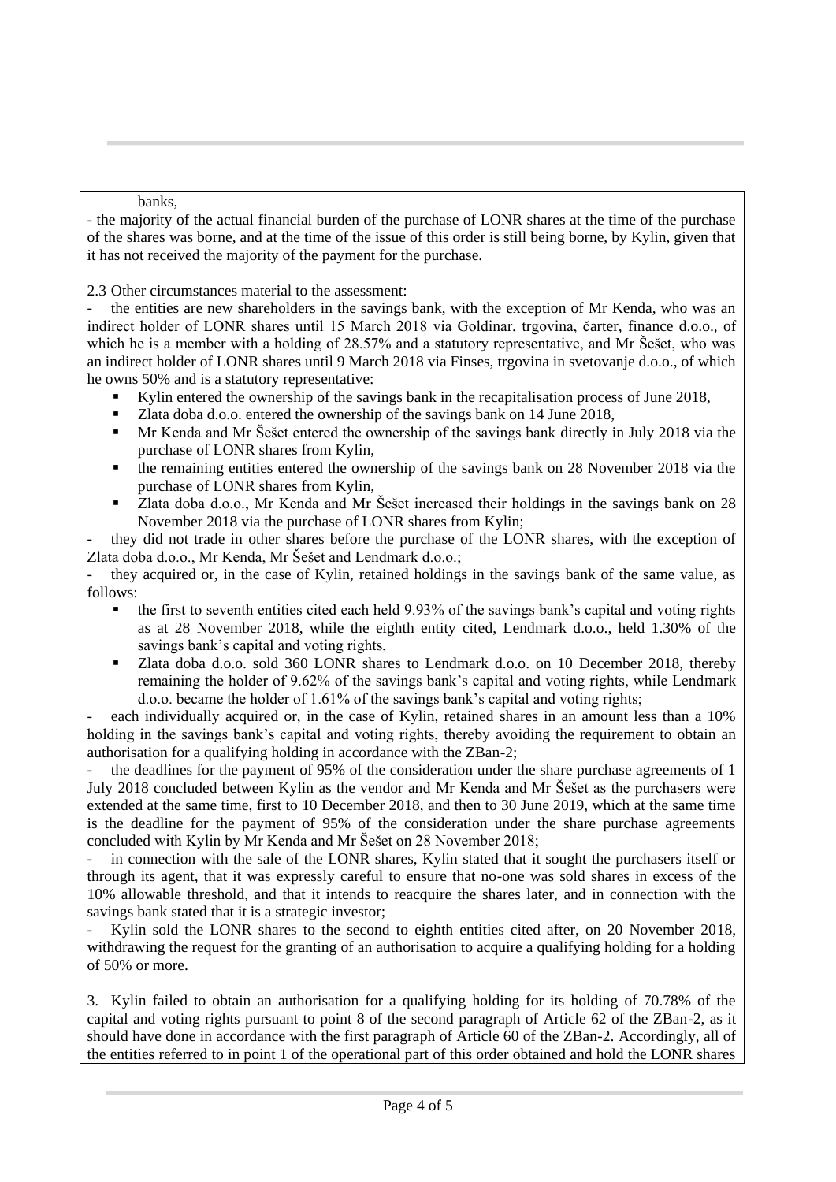banks,

- the majority of the actual financial burden of the purchase of LONR shares at the time of the purchase of the shares was borne, and at the time of the issue of this order is still being borne, by Kylin, given that it has not received the majority of the payment for the purchase.

2.3 Other circumstances material to the assessment:

- the entities are new shareholders in the savings bank, with the exception of Mr Kenda, who was an indirect holder of LONR shares until 15 March 2018 via Goldinar, trgovina, čarter, finance d.o.o., of which he is a member with a holding of 28.57% and a statutory representative, and Mr Šešet, who was an indirect holder of LONR shares until 9 March 2018 via Finses, trgovina in svetovanje d.o.o., of which he owns 50% and is a statutory representative:
  - Kylin entered the ownership of the savings bank in the recapitalisation process of June 2018,
  - Zlata doba d.o.o. entered the ownership of the savings bank on 14 June 2018,
  - Mr Kenda and Mr Šešet entered the ownership of the savings bank directly in July 2018 via the purchase of LONR shares from Kylin,
  - the remaining entities entered the ownership of the savings bank on 28 November 2018 via the purchase of LONR shares from Kylin,
  - Zlata doba d.o.o., Mr Kenda and Mr Šešet increased their holdings in the savings bank on 28 November 2018 via the purchase of LONR shares from Kylin;
- they did not trade in other shares before the purchase of the LONR shares, with the exception of Zlata doba d.o.o., Mr Kenda, Mr Šešet and Lendmark d.o.o.;
- they acquired or, in the case of Kylin, retained holdings in the savings bank of the same value, as follows:
  - the first to seventh entities cited each held 9.93% of the savings bank's capital and voting rights as at 28 November 2018, while the eighth entity cited, Lendmark d.o.o., held 1.30% of the savings bank's capital and voting rights,
  - Zlata doba d.o.o. sold 360 LONR shares to Lendmark d.o.o. on 10 December 2018, thereby remaining the holder of 9.62% of the savings bank's capital and voting rights, while Lendmark d.o.o. became the holder of 1.61% of the savings bank's capital and voting rights;
- each individually acquired or, in the case of Kylin, retained shares in an amount less than a 10% holding in the savings bank's capital and voting rights, thereby avoiding the requirement to obtain an authorisation for a qualifying holding in accordance with the ZBan-2;
- the deadlines for the payment of 95% of the consideration under the share purchase agreements of 1 July 2018 concluded between Kylin as the vendor and Mr Kenda and Mr Šešet as the purchasers were extended at the same time, first to 10 December 2018, and then to 30 June 2019, which at the same time is the deadline for the payment of 95% of the consideration under the share purchase agreements concluded with Kylin by Mr Kenda and Mr Šešet on 28 November 2018;
- in connection with the sale of the LONR shares, Kylin stated that it sought the purchasers itself or through its agent, that it was expressly careful to ensure that no-one was sold shares in excess of the 10% allowable threshold, and that it intends to reacquire the shares later, and in connection with the savings bank stated that it is a strategic investor;
- Kylin sold the LONR shares to the second to eighth entities cited after, on 20 November 2018, withdrawing the request for the granting of an authorisation to acquire a qualifying holding for a holding of 50% or more.

3. Kylin failed to obtain an authorisation for a qualifying holding for its holding of 70.78% of the capital and voting rights pursuant to point 8 of the second paragraph of Article 62 of the ZBan-2, as it should have done in accordance with the first paragraph of Article 60 of the ZBan-2. Accordingly, all of the entities referred to in point 1 of the operational part of this order obtained and hold the LONR shares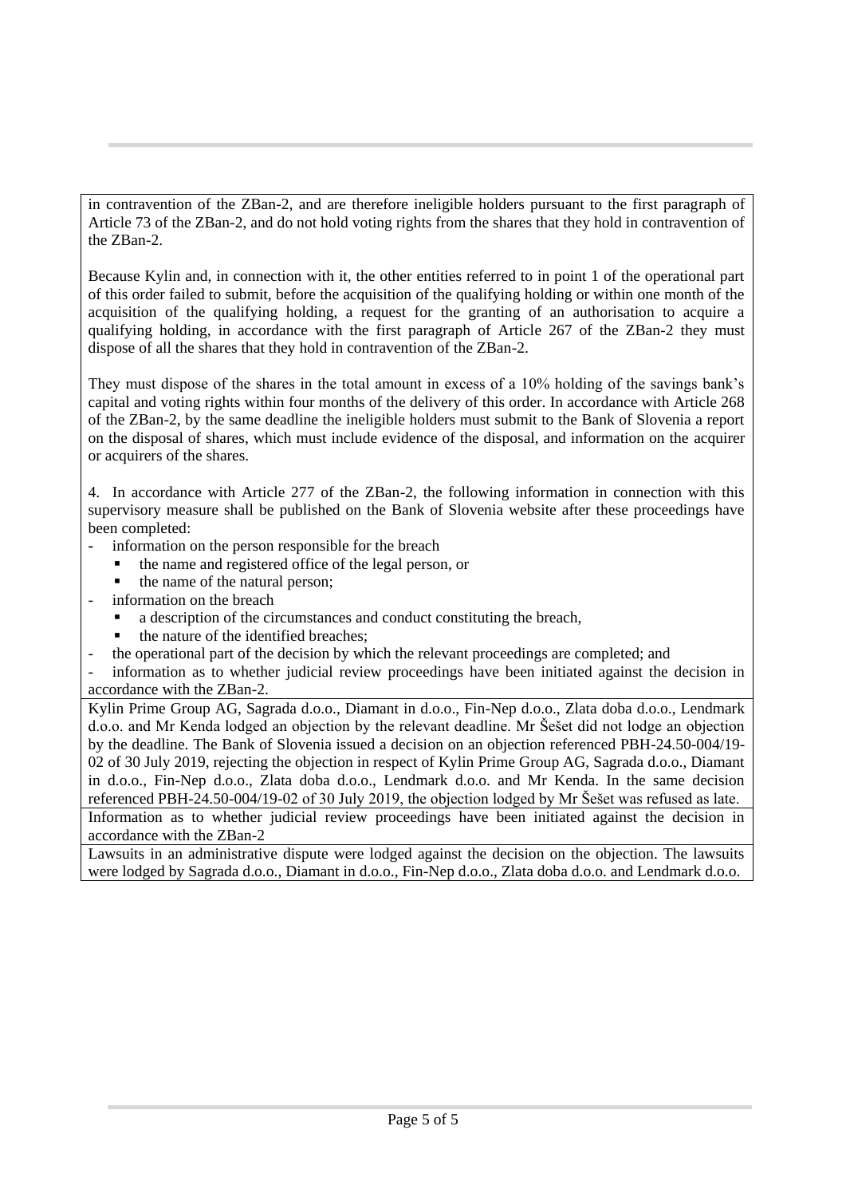in contravention of the ZBan-2, and are therefore ineligible holders pursuant to the first paragraph of Article 73 of the ZBan-2, and do not hold voting rights from the shares that they hold in contravention of the ZBan-2.

Because Kylin and, in connection with it, the other entities referred to in point 1 of the operational part of this order failed to submit, before the acquisition of the qualifying holding or within one month of the acquisition of the qualifying holding, a request for the granting of an authorisation to acquire a qualifying holding, in accordance with the first paragraph of Article 267 of the ZBan-2 they must dispose of all the shares that they hold in contravention of the ZBan-2.

They must dispose of the shares in the total amount in excess of a 10% holding of the savings bank's capital and voting rights within four months of the delivery of this order. In accordance with Article 268 of the ZBan-2, by the same deadline the ineligible holders must submit to the Bank of Slovenia a report on the disposal of shares, which must include evidence of the disposal, and information on the acquirer or acquirers of the shares.

4. In accordance with Article 277 of the ZBan-2, the following information in connection with this supervisory measure shall be published on the Bank of Slovenia website after these proceedings have been completed:

- information on the person responsible for the breach
  - the name and registered office of the legal person, or
  - the name of the natural person;
- information on the breach
  - a description of the circumstances and conduct constituting the breach,
  - the nature of the identified breaches;
- the operational part of the decision by which the relevant proceedings are completed; and
- information as to whether judicial review proceedings have been initiated against the decision in accordance with the ZBan-2.

Kylin Prime Group AG, Sagrada d.o.o., Diamant in d.o.o., Fin-Nep d.o.o., Zlata doba d.o.o., Lendmark d.o.o. and Mr Kenda lodged an objection by the relevant deadline. Mr Šešet did not lodge an objection by the deadline. The Bank of Slovenia issued a decision on an objection referenced PBH-24.50-004/19-02 of 30 July 2019, rejecting the objection in respect of Kylin Prime Group AG, Sagrada d.o.o., Diamant in d.o.o., Fin-Nep d.o.o., Zlata doba d.o.o., Lendmark d.o.o. and Mr Kenda. In the same decision referenced PBH-24.50-004/19-02 of 30 July 2019, the objection lodged by Mr Šešet was refused as late.

Information as to whether judicial review proceedings have been initiated against the decision in accordance with the ZBan-2

Lawsuits in an administrative dispute were lodged against the decision on the objection. The lawsuits were lodged by Sagrada d.o.o., Diamant in d.o.o., Fin-Nep d.o.o., Zlata doba d.o.o. and Lendmark d.o.o.